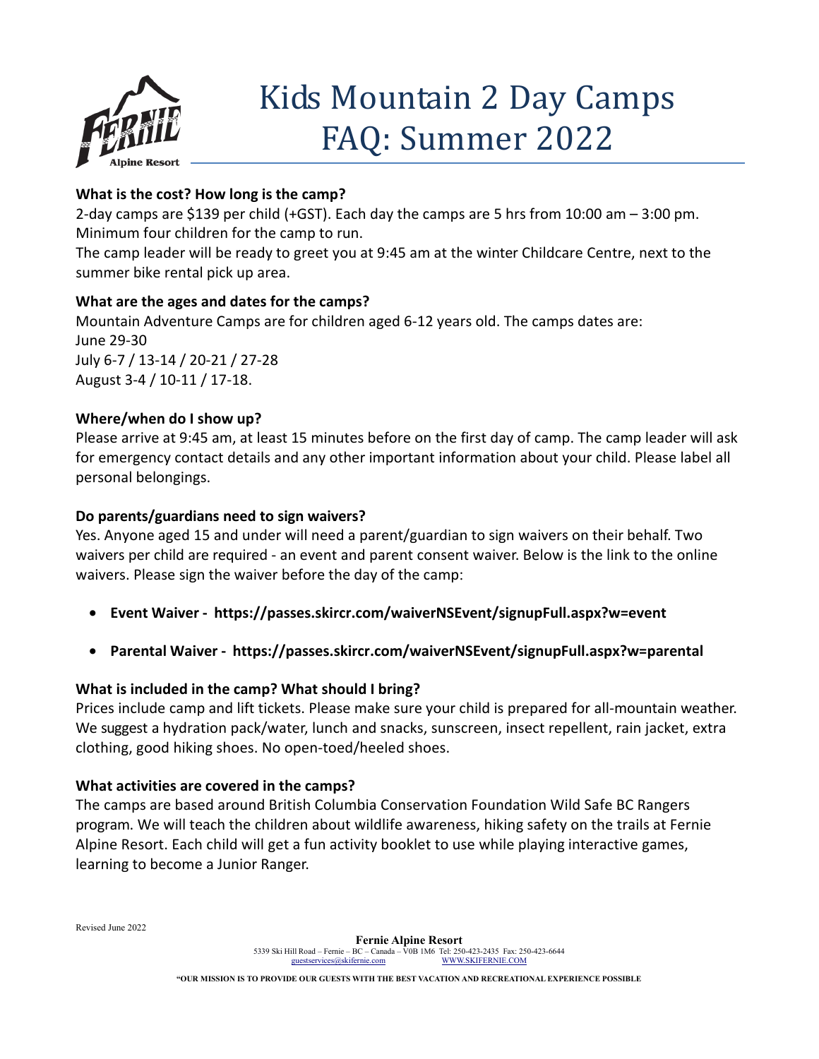# Kids Mountain 2 Day Camps FAQ: Summer 2022

**What is the cost? How long is the camp?**

2-day camps are $139 per child (+GST). Each day the camps are 5 hrs from 10:00 am – 3:00 pm. Minimum four children for the camp to run.

The camp leader will be ready to greet you at 9:45 am at the winter Childcare Centre, next to the summer bike rental pick up area.

**What are the ages and dates for the camps?**

Mountain Adventure Camps are for children aged 6-12 years old. The camps dates are:
June 29-30
July 6-7 / 13-14 / 20-21 / 27-28
August 3-4 / 10-11 / 17-18.

**Where/when do I show up?**

Please arrive at 9:45 am, at least 15 minutes before on the first day of camp. The camp leader will ask for emergency contact details and any other important information about your child. Please label all personal belongings.

**Do parents/guardians need to sign waivers?**

Yes. Anyone aged 15 and under will need a parent/guardian to sign waivers on their behalf. Two waivers per child are required - an event and parent consent waiver. Below is the link to the online waivers. Please sign the waiver before the day of the camp:

- **Event Waiver - https://passes.skircr.com/waiverNSEvent/signupFull.aspx?w=event**
- **Parental Waiver - https://passes.skircr.com/waiverNSEvent/signupFull.aspx?w=parental**

**What is included in the camp? What should I bring?**

Prices include camp and lift tickets. Please make sure your child is prepared for all-mountain weather. We suggest a hydration pack/water, lunch and snacks, sunscreen, insect repellent, rain jacket, extra clothing, good hiking shoes. No open-toed/heeled shoes.

**What activities are covered in the camps?**

The camps are based around British Columbia Conservation Foundation Wild Safe BC Rangers program. We will teach the children about wildlife awareness, hiking safety on the trails at Fernie Alpine Resort. Each child will get a fun activity booklet to use while playing interactive games, learning to become a Junior Ranger.

Revised June 2022

**Fernie Alpine Resort**
5339 Ski Hill Road – Fernie – BC – Canada – V0B 1M6 Tel: 250-423-2435 Fax: 250-423-6644
guestservices@skifernie.com WWW.SKIFERNIE.COM

"OUR MISSION IS TO PROVIDE OUR GUESTS WITH THE BEST VACATION AND RECREATIONAL EXPERIENCE POSSIBLE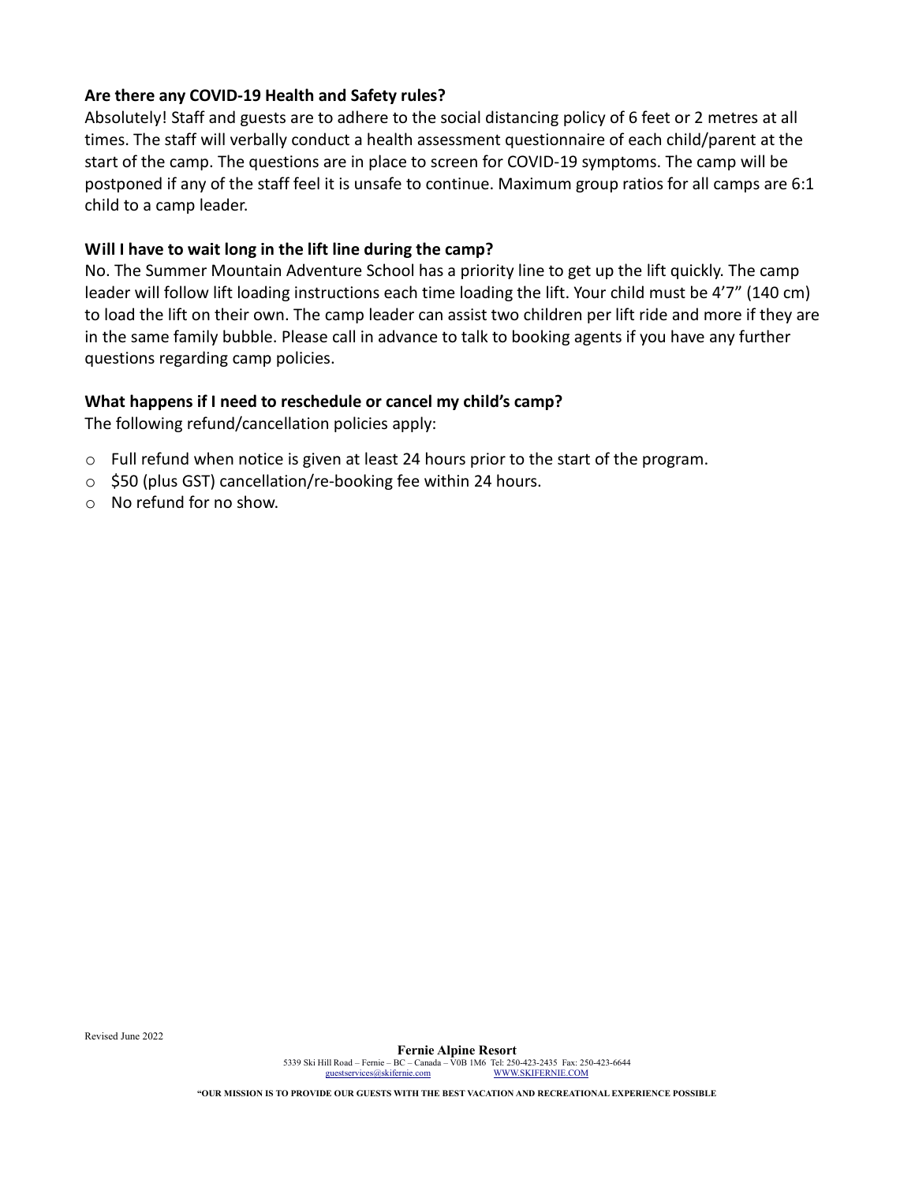**Are there any COVID-19 Health and Safety rules?**

Absolutely! Staff and guests are to adhere to the social distancing policy of 6 feet or 2 metres at all times. The staff will verbally conduct a health assessment questionnaire of each child/parent at the start of the camp. The questions are in place to screen for COVID-19 symptoms. The camp will be postponed if any of the staff feel it is unsafe to continue. Maximum group ratios for all camps are 6:1 child to a camp leader.

**Will I have to wait long in the lift line during the camp?**

No. The Summer Mountain Adventure School has a priority line to get up the lift quickly. The camp leader will follow lift loading instructions each time loading the lift. Your child must be 4’7” (140 cm) to load the lift on their own. The camp leader can assist two children per lift ride and more if they are in the same family bubble. Please call in advance to talk to booking agents if you have any further questions regarding camp policies.

**What happens if I need to reschedule or cancel my child’s camp?**

The following refund/cancellation policies apply:

- Full refund when notice is given at least 24 hours prior to the start of the program.
- $50 (plus GST) cancellation/re-booking fee within 24 hours.
- No refund for no show.

Revised June 2022

**Fernie Alpine Resort**
5339 Ski Hill Road – Fernie – BC – Canada – V0B 1M6 Tel: 250-423-2435 Fax: 250-423-6644
guestservices@skifernie.com WWW.SKIFERNIE.COM

**“OUR MISSION IS TO PROVIDE OUR GUESTS WITH THE BEST VACATION AND RECREATIONAL EXPERIENCE POSSIBLE**